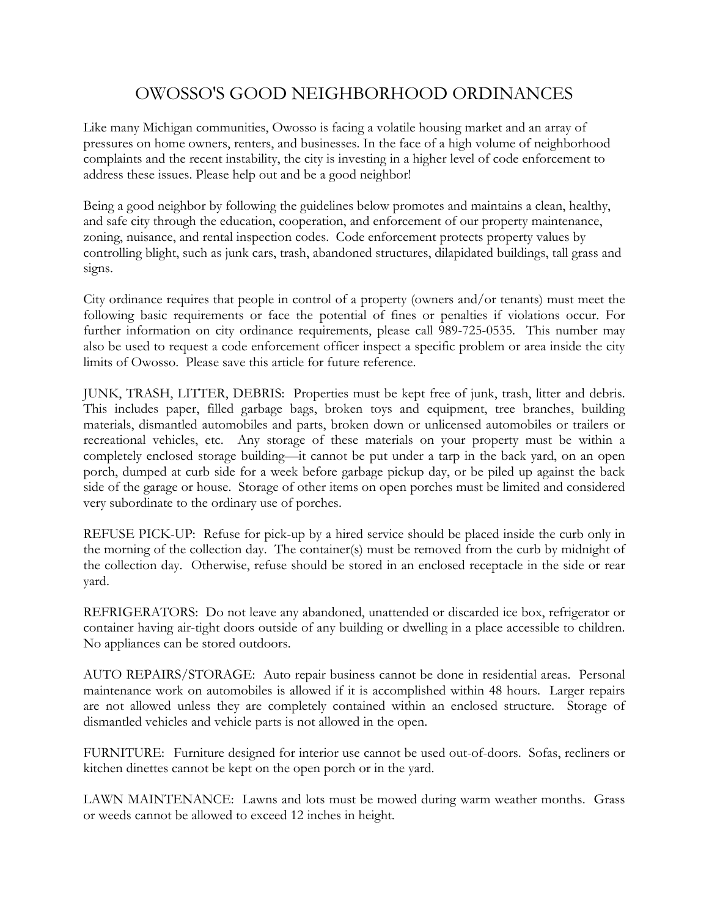# OWOSSO'S GOOD NEIGHBORHOOD ORDINANCES

Like many Michigan communities, Owosso is facing a volatile housing market and an array of pressures on home owners, renters, and businesses. In the face of a high volume of neighborhood complaints and the recent instability, the city is investing in a higher level of code enforcement to address these issues. Please help out and be a good neighbor!

Being a good neighbor by following the guidelines below promotes and maintains a clean, healthy, and safe city through the education, cooperation, and enforcement of our property maintenance, zoning, nuisance, and rental inspection codes. Code enforcement protects property values by controlling blight, such as junk cars, trash, abandoned structures, dilapidated buildings, tall grass and signs.

City ordinance requires that people in control of a property (owners and/or tenants) must meet the following basic requirements or face the potential of fines or penalties if violations occur. For further information on city ordinance requirements, please call 989-725-0535. This number may also be used to request a code enforcement officer inspect a specific problem or area inside the city limits of Owosso. Please save this article for future reference.

JUNK, TRASH, LITTER, DEBRIS: Properties must be kept free of junk, trash, litter and debris. This includes paper, filled garbage bags, broken toys and equipment, tree branches, building materials, dismantled automobiles and parts, broken down or unlicensed automobiles or trailers or recreational vehicles, etc. Any storage of these materials on your property must be within a completely enclosed storage building—it cannot be put under a tarp in the back yard, on an open porch, dumped at curb side for a week before garbage pickup day, or be piled up against the back side of the garage or house. Storage of other items on open porches must be limited and considered very subordinate to the ordinary use of porches.

REFUSE PICK-UP: Refuse for pick-up by a hired service should be placed inside the curb only in the morning of the collection day. The container(s) must be removed from the curb by midnight of the collection day. Otherwise, refuse should be stored in an enclosed receptacle in the side or rear yard.

REFRIGERATORS: Do not leave any abandoned, unattended or discarded ice box, refrigerator or container having air-tight doors outside of any building or dwelling in a place accessible to children. No appliances can be stored outdoors.

AUTO REPAIRS/STORAGE: Auto repair business cannot be done in residential areas. Personal maintenance work on automobiles is allowed if it is accomplished within 48 hours. Larger repairs are not allowed unless they are completely contained within an enclosed structure. Storage of dismantled vehicles and vehicle parts is not allowed in the open.

FURNITURE: Furniture designed for interior use cannot be used out-of-doors. Sofas, recliners or kitchen dinettes cannot be kept on the open porch or in the yard.

LAWN MAINTENANCE: Lawns and lots must be mowed during warm weather months. Grass or weeds cannot be allowed to exceed 12 inches in height.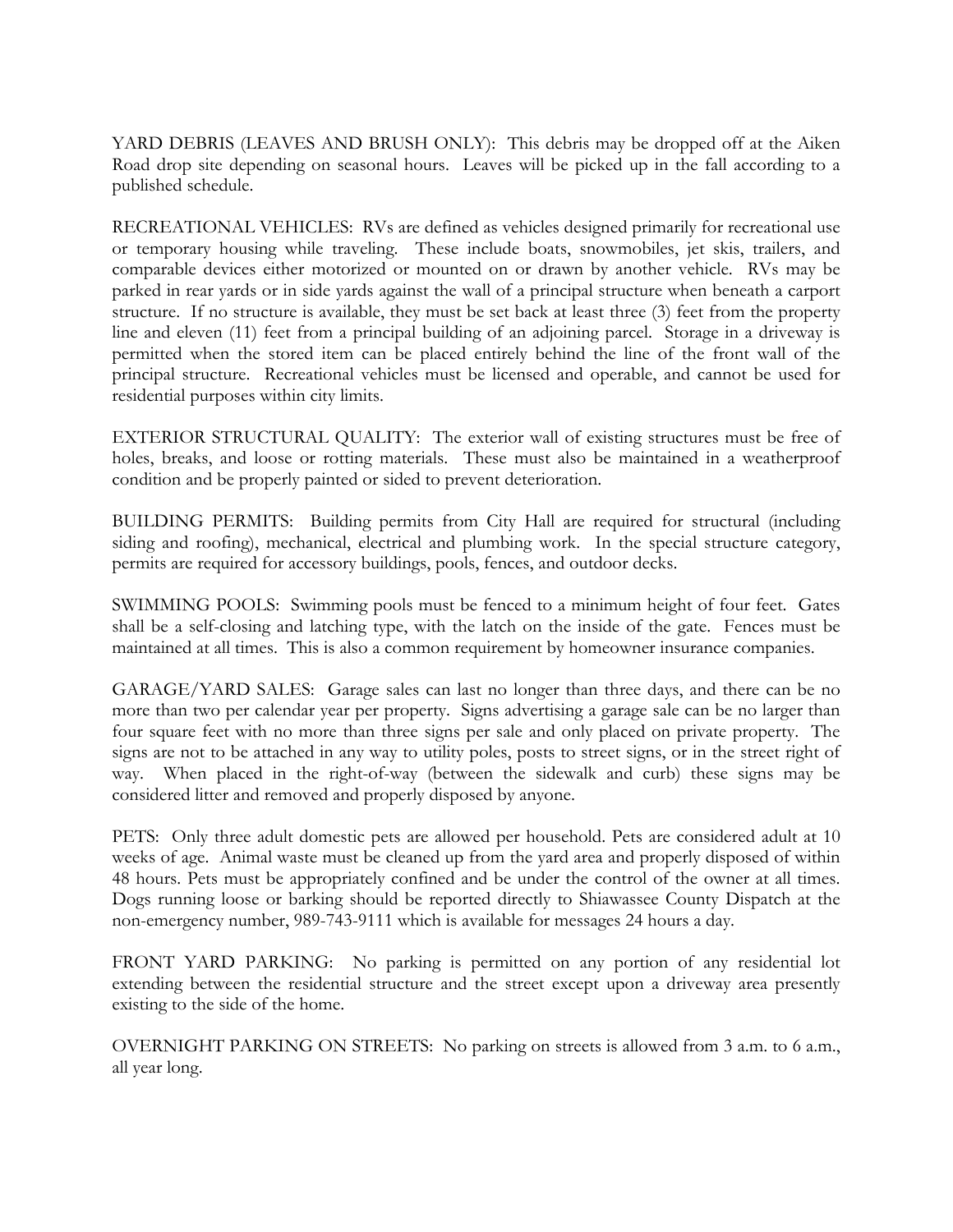YARD DEBRIS (LEAVES AND BRUSH ONLY): This debris may be dropped off at the Aiken Road drop site depending on seasonal hours. Leaves will be picked up in the fall according to a published schedule.

RECREATIONAL VEHICLES: RVs are defined as vehicles designed primarily for recreational use or temporary housing while traveling. These include boats, snowmobiles, jet skis, trailers, and comparable devices either motorized or mounted on or drawn by another vehicle. RVs may be parked in rear yards or in side yards against the wall of a principal structure when beneath a carport structure. If no structure is available, they must be set back at least three (3) feet from the property line and eleven (11) feet from a principal building of an adjoining parcel. Storage in a driveway is permitted when the stored item can be placed entirely behind the line of the front wall of the principal structure. Recreational vehicles must be licensed and operable, and cannot be used for residential purposes within city limits.

EXTERIOR STRUCTURAL QUALITY: The exterior wall of existing structures must be free of holes, breaks, and loose or rotting materials. These must also be maintained in a weatherproof condition and be properly painted or sided to prevent deterioration.

BUILDING PERMITS: Building permits from City Hall are required for structural (including siding and roofing), mechanical, electrical and plumbing work. In the special structure category, permits are required for accessory buildings, pools, fences, and outdoor decks.

SWIMMING POOLS: Swimming pools must be fenced to a minimum height of four feet. Gates shall be a self-closing and latching type, with the latch on the inside of the gate. Fences must be maintained at all times. This is also a common requirement by homeowner insurance companies.

GARAGE/YARD SALES: Garage sales can last no longer than three days, and there can be no more than two per calendar year per property. Signs advertising a garage sale can be no larger than four square feet with no more than three signs per sale and only placed on private property. The signs are not to be attached in any way to utility poles, posts to street signs, or in the street right of way. When placed in the right-of-way (between the sidewalk and curb) these signs may be considered litter and removed and properly disposed by anyone.

PETS: Only three adult domestic pets are allowed per household. Pets are considered adult at 10 weeks of age. Animal waste must be cleaned up from the yard area and properly disposed of within 48 hours. Pets must be appropriately confined and be under the control of the owner at all times. Dogs running loose or barking should be reported directly to Shiawassee County Dispatch at the non-emergency number, 989-743-9111 which is available for messages 24 hours a day.

FRONT YARD PARKING: No parking is permitted on any portion of any residential lot extending between the residential structure and the street except upon a driveway area presently existing to the side of the home.

OVERNIGHT PARKING ON STREETS: No parking on streets is allowed from 3 a.m. to 6 a.m., all year long.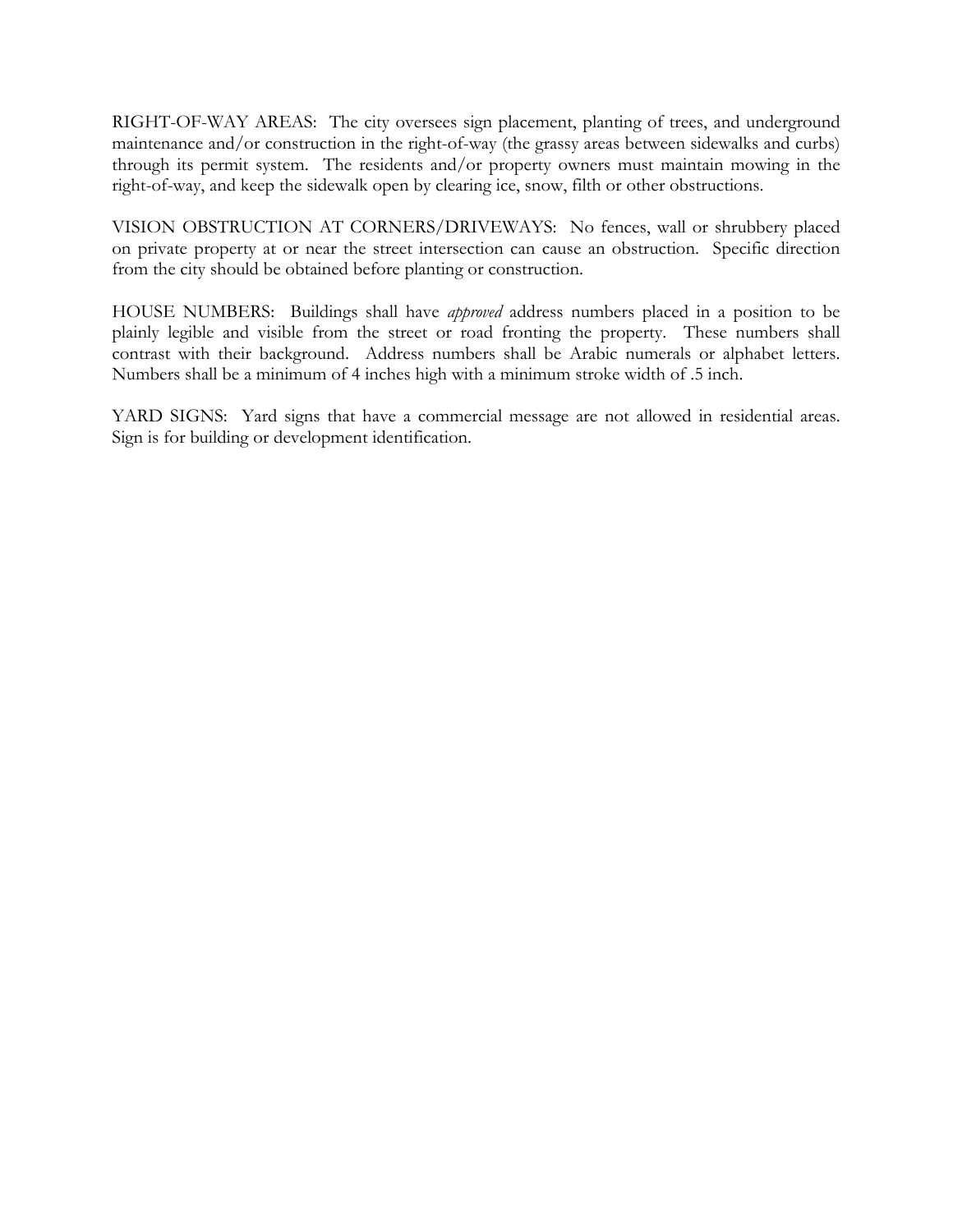RIGHT-OF-WAY AREAS: The city oversees sign placement, planting of trees, and underground maintenance and/or construction in the right-of-way (the grassy areas between sidewalks and curbs) through its permit system. The residents and/or property owners must maintain mowing in the right-of-way, and keep the sidewalk open by clearing ice, snow, filth or other obstructions.

VISION OBSTRUCTION AT CORNERS/DRIVEWAYS: No fences, wall or shrubbery placed on private property at or near the street intersection can cause an obstruction. Specific direction from the city should be obtained before planting or construction.

HOUSE NUMBERS: Buildings shall have *approved* address numbers placed in a position to be plainly legible and visible from the street or road fronting the property. These numbers shall contrast with their background. Address numbers shall be Arabic numerals or alphabet letters. Numbers shall be a minimum of 4 inches high with a minimum stroke width of .5 inch.

YARD SIGNS: Yard signs that have a commercial message are not allowed in residential areas. Sign is for building or development identification.